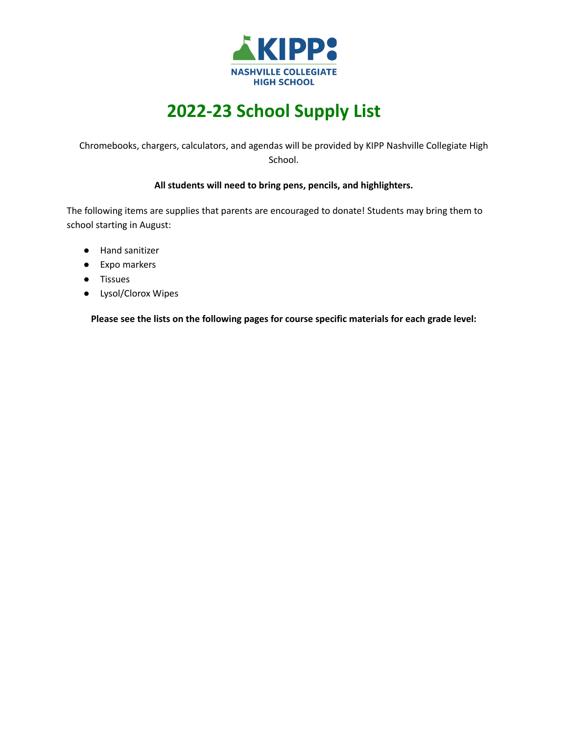KIPP NASHVILLE COLLEGIATE HIGH SCHOOL

# 2022-23 School Supply List

Chromebooks, chargers, calculators, and agendas will be provided by KIPP Nashville Collegiate High School.

**All students will need to bring pens, pencils, and highlighters.**

The following items are supplies that parents are encouraged to donate! Students may bring them to school starting in August:

- Hand sanitizer
- Expo markers
- Tissues
- Lysol/Clorox Wipes

**Please see the lists on the following pages for course specific materials for each grade level:**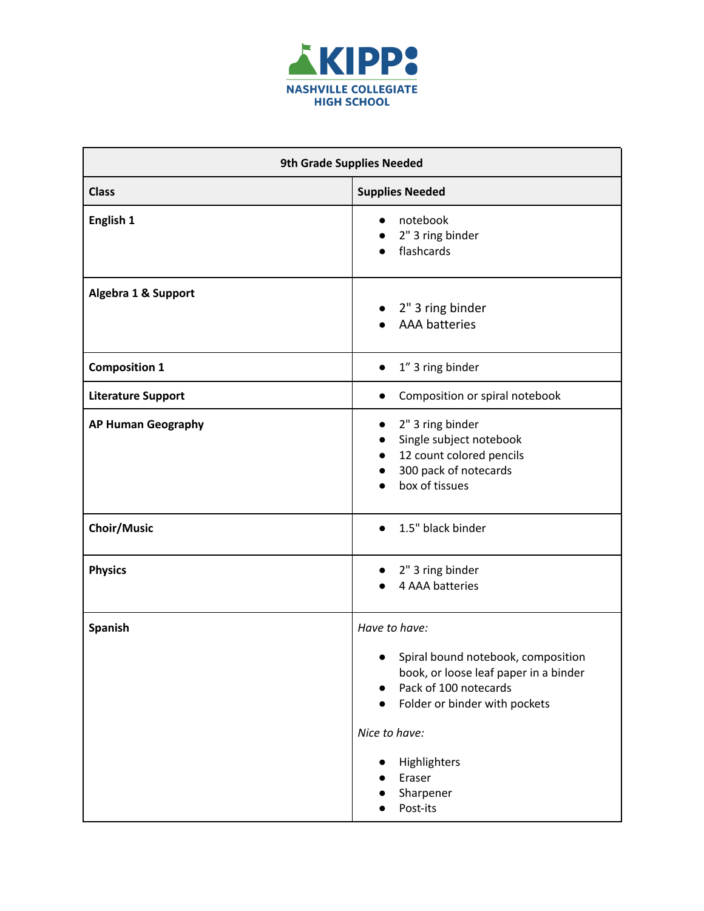KIPP

NASHVILLE COLLEGIATE HIGH SCHOOL

| 9th Grade Supplies Needed | |
|---|---|
| **Class** | **Supplies Needed** |
| **English 1** | • notebook<br>• 2" 3 ring binder<br>• flashcards |
| **Algebra 1 & Support** | • 2" 3 ring binder<br>• AAA batteries |
| **Composition 1** | • 1” 3 ring binder |
| **Literature Support** | • Composition or spiral notebook |
| **AP Human Geography** | • 2" 3 ring binder<br>• Single subject notebook<br>• 12 count colored pencils<br>• 300 pack of notecards<br>• box of tissues |
| **Choir/Music** | • 1.5" black binder |
| **Physics** | • 2" 3 ring binder<br>• 4 AAA batteries |
| **Spanish** | *Have to have:*<br>• Spiral bound notebook, composition book, or loose leaf paper in a binder<br>• Pack of 100 notecards<br>• Folder or binder with pockets<br>*Nice to have:*<br>• Highlighters<br>• Eraser<br>• Sharpener<br>• Post-its |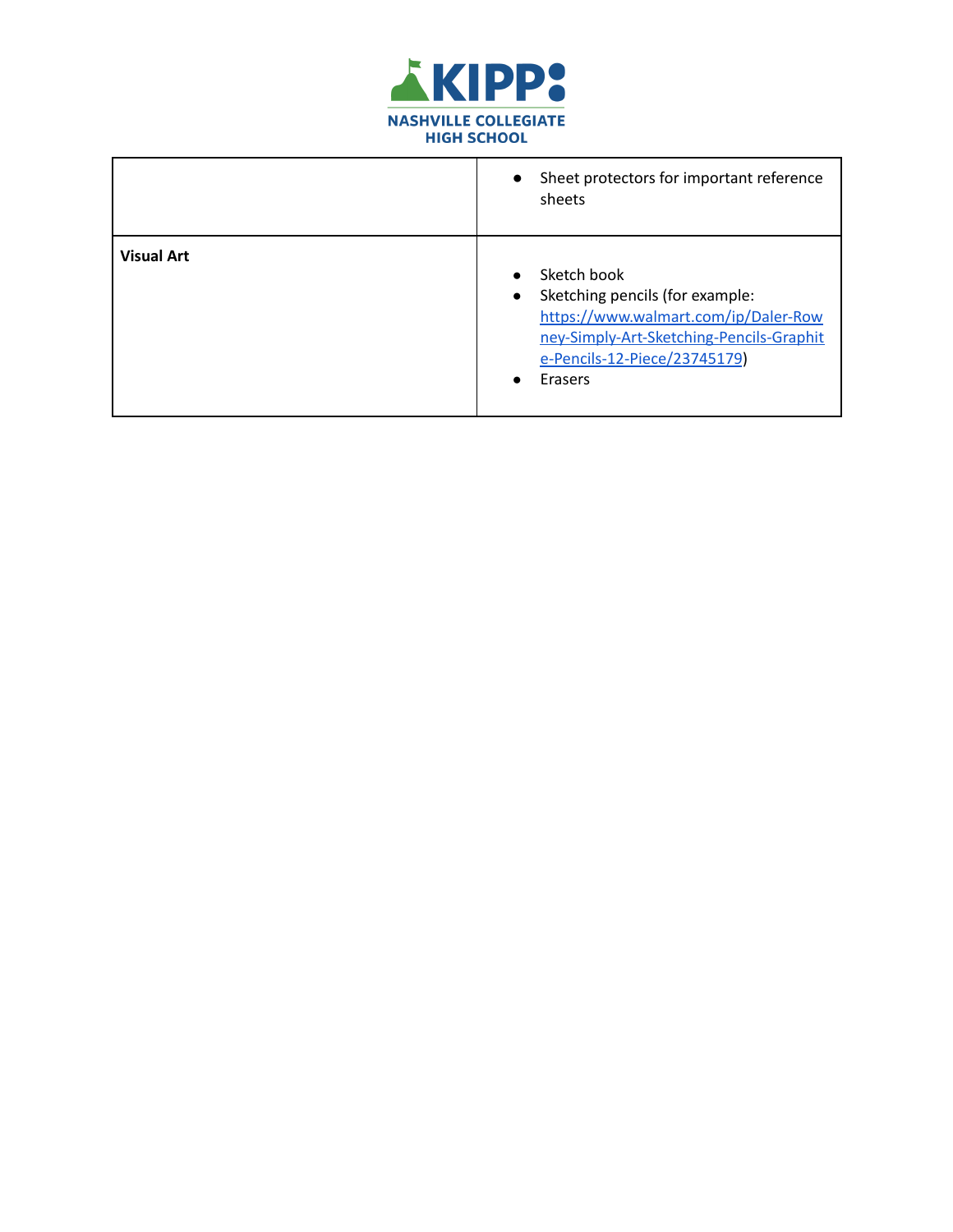| | |
|---|---|
| | • Sheet protectors for important reference sheets |
| **Visual Art** | • Sketch book<br>• Sketching pencils (for example: https://www.walmart.com/ip/Daler-Rowney-Simply-Art-Sketching-Pencils-Graphite-Pencils-12-Piece/23745179)<br>• Erasers |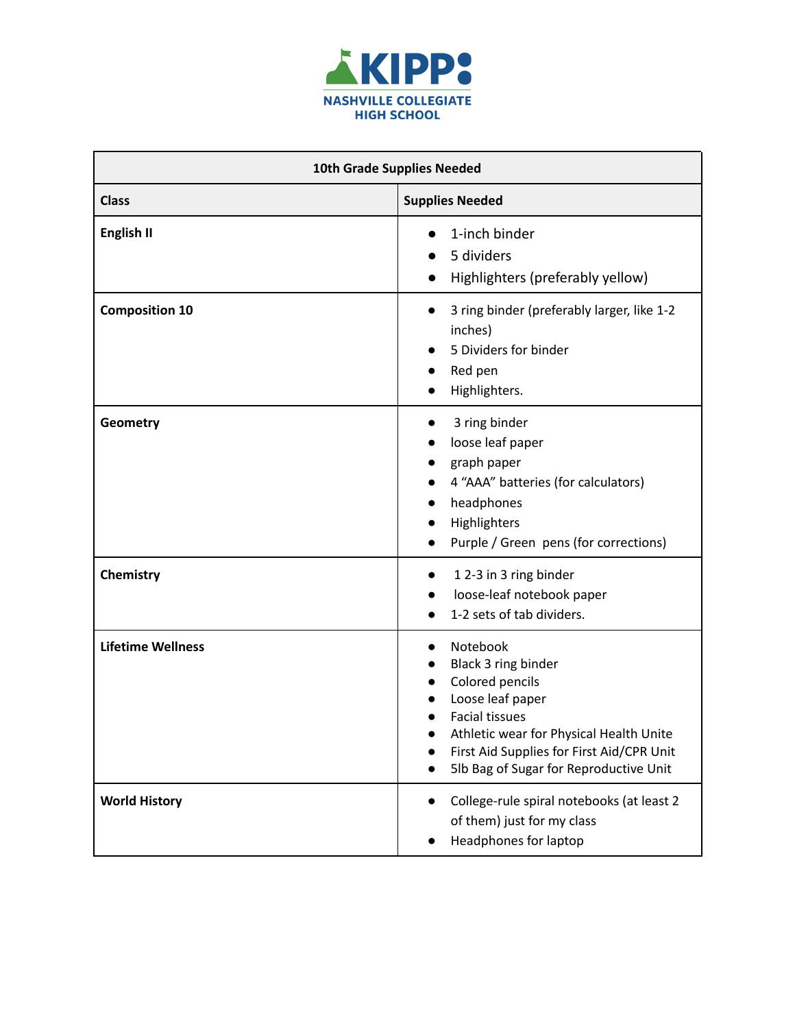KIPP
NASHVILLE COLLEGIATE
HIGH SCHOOL

| 10th Grade Supplies Needed | |
|---|---|
| **Class** | **Supplies Needed** |
| **English II** | • 1-inch binder<br>• 5 dividers<br>• Highlighters (preferably yellow) |
| **Composition 10** | • 3 ring binder (preferably larger, like 1-2 inches)<br>• 5 Dividers for binder<br>• Red pen<br>• Highlighters. |
| **Geometry** | • 3 ring binder<br>• loose leaf paper<br>• graph paper<br>• 4 "AAA" batteries (for calculators)<br>• headphones<br>• Highlighters<br>• Purple / Green pens (for corrections) |
| **Chemistry** | • 1 2-3 in 3 ring binder<br>• loose-leaf notebook paper<br>• 1-2 sets of tab dividers. |
| **Lifetime Wellness** | • Notebook<br>• Black 3 ring binder<br>• Colored pencils<br>• Loose leaf paper<br>• Facial tissues<br>• Athletic wear for Physical Health Unite<br>• First Aid Supplies for First Aid/CPR Unit<br>• 5lb Bag of Sugar for Reproductive Unit |
| **World History** | • College-rule spiral notebooks (at least 2 of them) just for my class<br>• Headphones for laptop |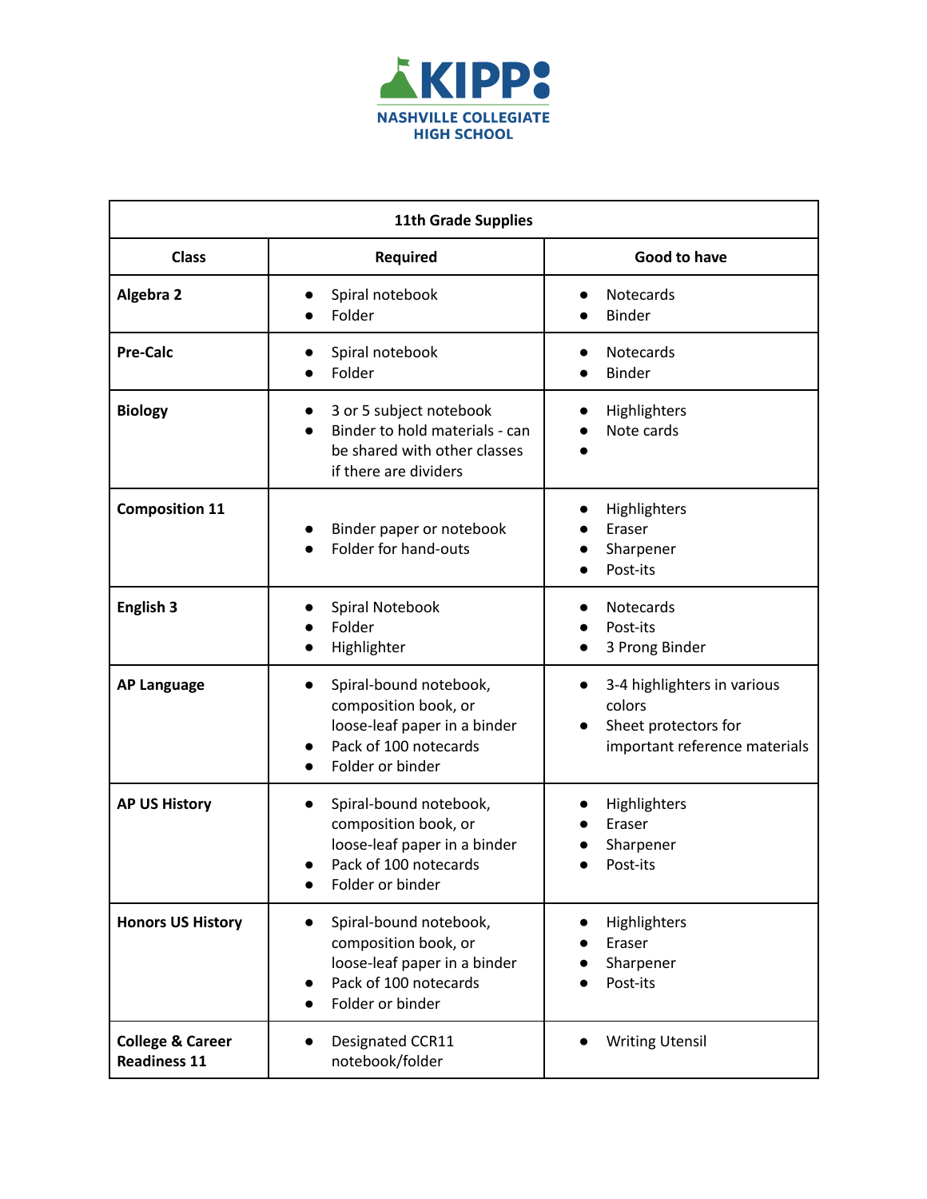KIPP

NASHVILLE COLLEGIATE HIGH SCHOOL

| 11th Grade Supplies | | |
|---|---|---|
| **Class** | **Required** | **Good to have** |
| **Algebra 2** | • Spiral notebook<br>• Folder | • Notecards<br>• Binder |
| **Pre-Calc** | • Spiral notebook<br>• Folder | • Notecards<br>• Binder |
| **Biology** | • 3 or 5 subject notebook<br>• Binder to hold materials - can be shared with other classes if there are dividers | • Highlighters<br>• Note cards<br>• |
| **Composition 11** | • Binder paper or notebook<br>• Folder for hand-outs | • Highlighters<br>• Eraser<br>• Sharpener<br>• Post-its |
| **English 3** | • Spiral Notebook<br>• Folder<br>• Highlighter | • Notecards<br>• Post-its<br>• 3 Prong Binder |
| **AP Language** | • Spiral-bound notebook, composition book, or loose-leaf paper in a binder<br>• Pack of 100 notecards<br>• Folder or binder | • 3-4 highlighters in various colors<br>• Sheet protectors for important reference materials |
| **AP US History** | • Spiral-bound notebook, composition book, or loose-leaf paper in a binder<br>• Pack of 100 notecards<br>• Folder or binder | • Highlighters<br>• Eraser<br>• Sharpener<br>• Post-its |
| **Honors US History** | • Spiral-bound notebook, composition book, or loose-leaf paper in a binder<br>• Pack of 100 notecards<br>• Folder or binder | • Highlighters<br>• Eraser<br>• Sharpener<br>• Post-its |
| **College & Career Readiness 11** | • Designated CCR11 notebook/folder | • Writing Utensil |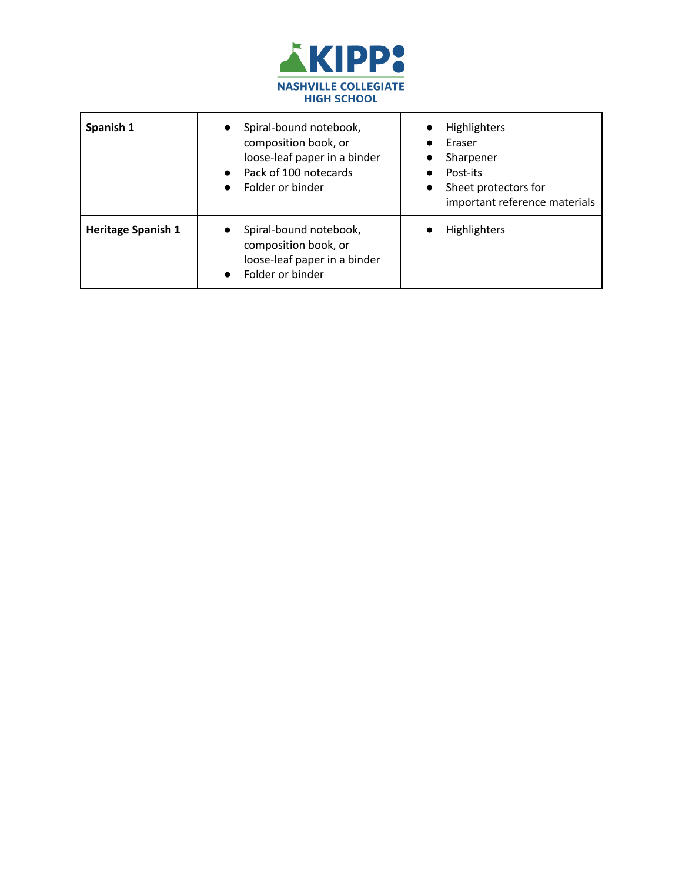KIPP NASHVILLE COLLEGIATE HIGH SCHOOL

| | | |
|---|---|---|
| **Spanish 1** | • Spiral-bound notebook, composition book, or loose-leaf paper in a binder<br>• Pack of 100 notecards<br>• Folder or binder | • Highlighters<br>• Eraser<br>• Sharpener<br>• Post-its<br>• Sheet protectors for important reference materials |
| **Heritage Spanish 1** | • Spiral-bound notebook, composition book, or loose-leaf paper in a binder<br>• Folder or binder | • Highlighters |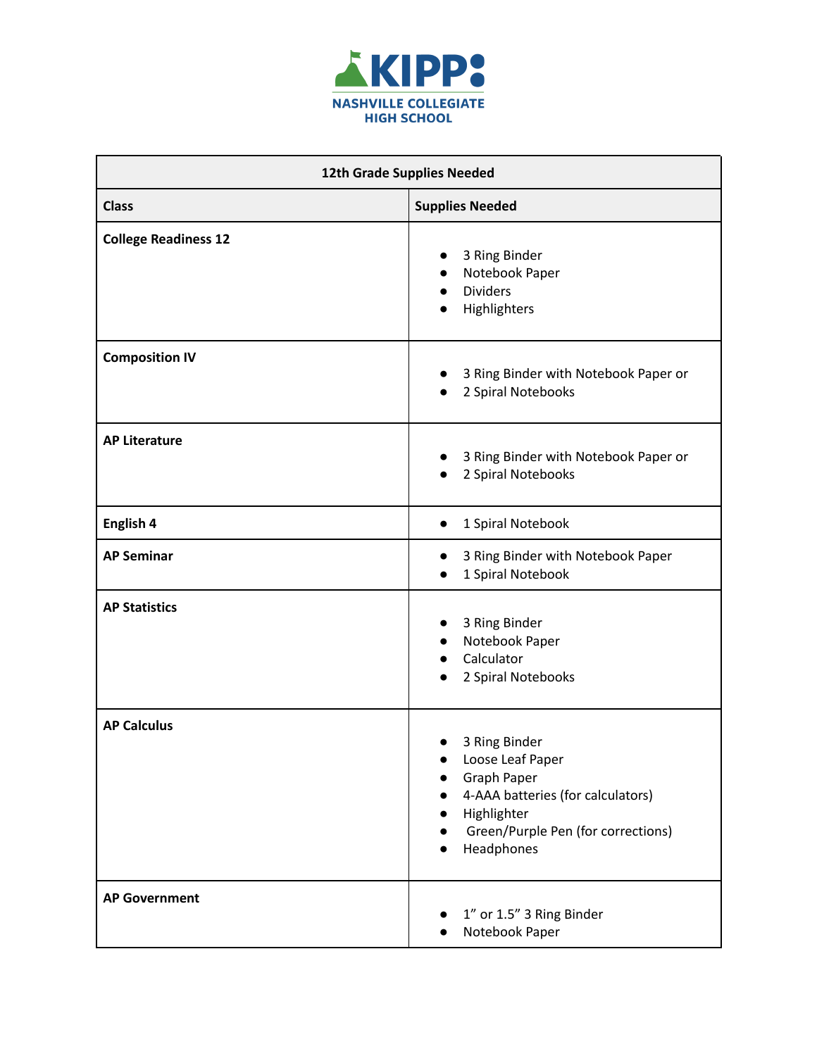KIPP NASHVILLE COLLEGIATE HIGH SCHOOL

| 12th Grade Supplies Needed | |
|---|---|
| **Class** | **Supplies Needed** |
| **College Readiness 12** | • 3 Ring Binder<br>• Notebook Paper<br>• Dividers<br>• Highlighters |
| **Composition IV** | • 3 Ring Binder with Notebook Paper or<br>• 2 Spiral Notebooks |
| **AP Literature** | • 3 Ring Binder with Notebook Paper or<br>• 2 Spiral Notebooks |
| **English 4** | • 1 Spiral Notebook |
| **AP Seminar** | • 3 Ring Binder with Notebook Paper<br>• 1 Spiral Notebook |
| **AP Statistics** | • 3 Ring Binder<br>• Notebook Paper<br>• Calculator<br>• 2 Spiral Notebooks |
| **AP Calculus** | • 3 Ring Binder<br>• Loose Leaf Paper<br>• Graph Paper<br>• 4-AAA batteries (for calculators)<br>• Highlighter<br>• Green/Purple Pen (for corrections)<br>• Headphones |
| **AP Government** | • 1” or 1.5” 3 Ring Binder<br>• Notebook Paper |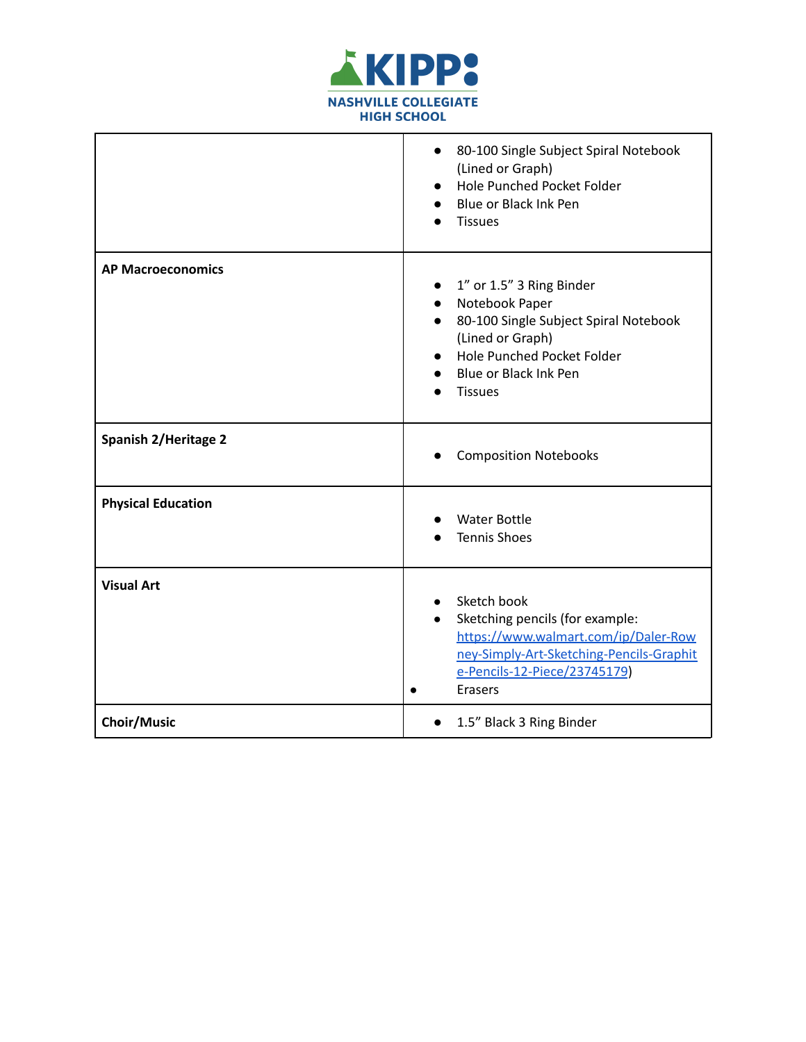KIPP

NASHVILLE COLLEGIATE HIGH SCHOOL

| | |
|---|---|
| | • 80-100 Single Subject Spiral Notebook (Lined or Graph)<br>• Hole Punched Pocket Folder<br>• Blue or Black Ink Pen<br>• Tissues |
| **AP Macroeconomics** | • 1” or 1.5” 3 Ring Binder<br>• Notebook Paper<br>• 80-100 Single Subject Spiral Notebook (Lined or Graph)<br>• Hole Punched Pocket Folder<br>• Blue or Black Ink Pen<br>• Tissues |
| **Spanish 2/Heritage 2** | • Composition Notebooks |
| **Physical Education** | • Water Bottle<br>• Tennis Shoes |
| **Visual Art** | • Sketch book<br>• Sketching pencils (for example: https://www.walmart.com/ip/Daler-Rowney-Simply-Art-Sketching-Pencils-Graphite-Pencils-12-Piece/23745179)<br>• Erasers |
| **Choir/Music** | • 1.5” Black 3 Ring Binder |